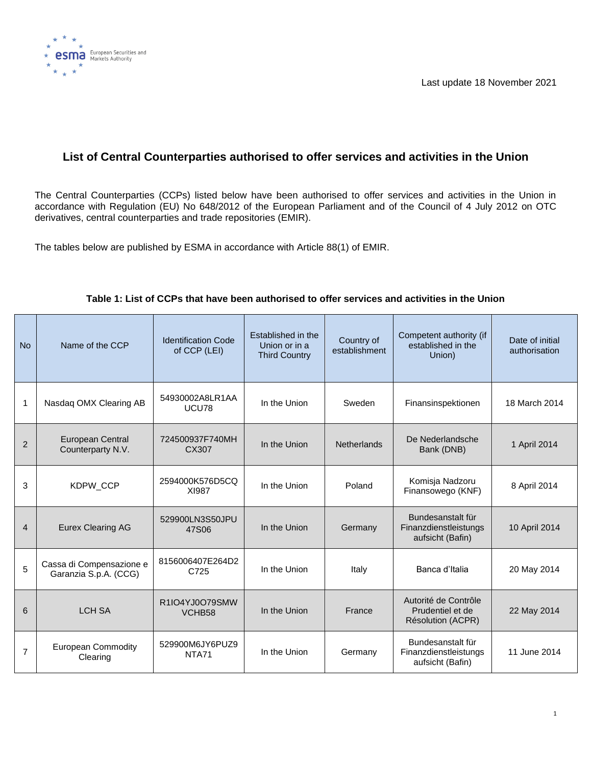Last update 18 November 2021

# List of Central Counterparties authorised to offer services and activities in the Union

The Central Counterparties (CCPs) listed below have been authorised to offer services and activities in the Union in accordance with Regulation (EU) No 648/2012 of the European Parliament and of the Council of 4 July 2012 on OTC derivatives, central counterparties and trade repositories (EMIR).

The tables below are published by ESMA in accordance with Article 88(1) of EMIR.

**Table 1: List of CCPs that have been authorised to offer services and activities in the Union**

| No | Name of the CCP | Identification Code of CCP (LEI) | Established in the Union or in a Third Country | Country of establishment | Competent authority (if established in the Union) | Date of initial authorisation |
|---|---|---|---|---|---|---|
| 1 | Nasdaq OMX Clearing AB | 54930002A8LR1AAUCU78 | In the Union | Sweden | Finansinspektionen | 18 March 2014 |
| 2 | European Central Counterparty N.V. | 724500937F740MHCX307 | In the Union | Netherlands | De Nederlandsche Bank (DNB) | 1 April 2014 |
| 3 | KDPW_CCP | 2594000K576D5CQXI987 | In the Union | Poland | Komisja Nadzoru Finansowego (KNF) | 8 April 2014 |
| 4 | Eurex Clearing AG | 529900LN3S50JPU47S06 | In the Union | Germany | Bundesanstalt für Finanzdienstleistungsaufsicht (Bafin) | 10 April 2014 |
| 5 | Cassa di Compensazione e Garanzia S.p.A. (CCG) | 8156006407E264D2C725 | In the Union | Italy | Banca d'Italia | 20 May 2014 |
| 6 | LCH SA | R1IO4YJ0O79SMWVCHB58 | In the Union | France | Autorité de Contrôle Prudentiel et de Résolution (ACPR) | 22 May 2014 |
| 7 | European Commodity Clearing | 529900M6JY6PUZ9NTA71 | In the Union | Germany | Bundesanstalt für Finanzdienstleistungsaufsicht (Bafin) | 11 June 2014 |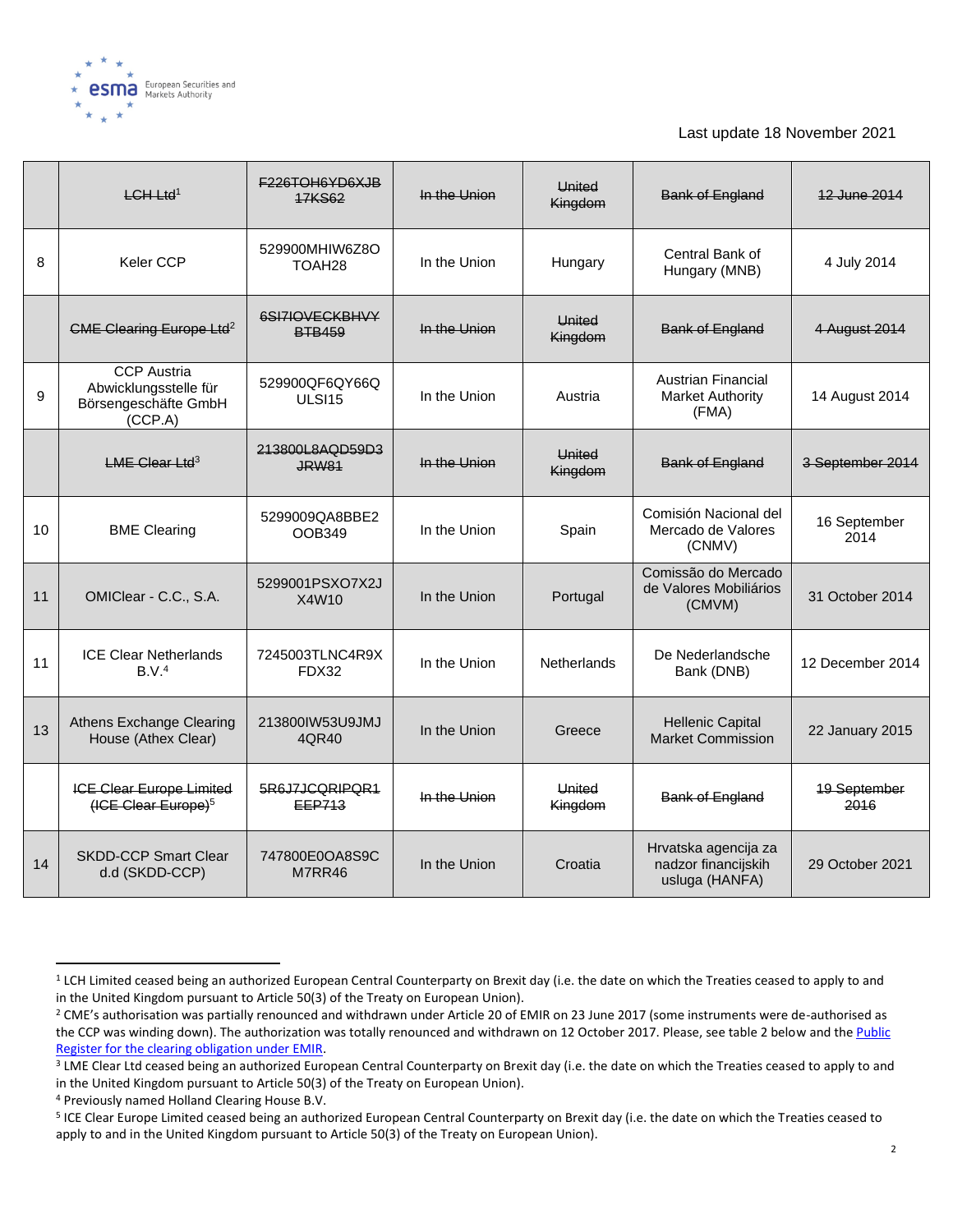Last update 18 November 2021

| | | | | | | |
|---|---|---|---|---|---|---|
| | ~~LCH Ltd~~[1] | ~~F226TOH6YD6XJB17KS62~~ | ~~In the Union~~ | ~~United Kingdom~~ | ~~Bank of England~~ | ~~12 June 2014~~ |
| 8 | Keler CCP | 529900MHIW6Z8OTOAH28 | In the Union | Hungary | Central Bank of Hungary (MNB) | 4 July 2014 |
| | ~~CME Clearing Europe Ltd~~[2] | ~~6SI7IOVECKBHVYBTB459~~ | ~~In the Union~~ | ~~United Kingdom~~ | ~~Bank of England~~ | ~~4 August 2014~~ |
| 9 | CCP Austria Abwicklungsstelle für Börsengeschäfte GmbH (CCP.A) | 529900QF6QY66QULSI15 | In the Union | Austria | Austrian Financial Market Authority (FMA) | 14 August 2014 |
| | ~~LME Clear Ltd~~[3] | ~~213800L8AQD59D3JRW81~~ | ~~In the Union~~ | ~~United Kingdom~~ | ~~Bank of England~~ | ~~3 September 2014~~ |
| 10 | BME Clearing | 5299009QA8BBE2OOB349 | In the Union | Spain | Comisión Nacional del Mercado de Valores (CNMV) | 16 September 2014 |
| 11 | OMIClear - C.C., S.A. | 5299001PSXO7X2JX4W10 | In the Union | Portugal | Comissão do Mercado de Valores Mobiliários (CMVM) | 31 October 2014 |
| 11 | ICE Clear Netherlands B.V.[4] | 7245003TLNC4R9XFDX32 | In the Union | Netherlands | De Nederlandsche Bank (DNB) | 12 December 2014 |
| 13 | Athens Exchange Clearing House (Athex Clear) | 213800IW53U9JMJ4QR40 | In the Union | Greece | Hellenic Capital Market Commission | 22 January 2015 |
| | ~~ICE Clear Europe Limited (ICE Clear Europe)~~[5] | ~~5R6J7JCQRIPQR1EEP713~~ | ~~In the Union~~ | ~~United Kingdom~~ | ~~Bank of England~~ | ~~19 September 2016~~ |
| 14 | SKDD-CCP Smart Clear d.d (SKDD-CCP) | 747800E0OA8S9CM7RR46 | In the Union | Croatia | Hrvatska agencija za nadzor financijskih usluga (HANFA) | 29 October 2021 |

[1] LCH Limited ceased being an authorized European Central Counterparty on Brexit day (i.e. the date on which the Treaties ceased to apply to and in the United Kingdom pursuant to Article 50(3) of the Treaty on European Union).

[2] CME's authorisation was partially renounced and withdrawn under Article 20 of EMIR on 23 June 2017 (some instruments were de-authorised as the CCP was winding down). The authorization was totally renounced and withdrawn on 12 October 2017. Please, see table 2 below and the Public Register for the clearing obligation under EMIR.

[3] LME Clear Ltd ceased being an authorized European Central Counterparty on Brexit day (i.e. the date on which the Treaties ceased to apply to and in the United Kingdom pursuant to Article 50(3) of the Treaty on European Union).

[4] Previously named Holland Clearing House B.V.

[5] ICE Clear Europe Limited ceased being an authorized European Central Counterparty on Brexit day (i.e. the date on which the Treaties ceased to apply to and in the United Kingdom pursuant to Article 50(3) of the Treaty on European Union).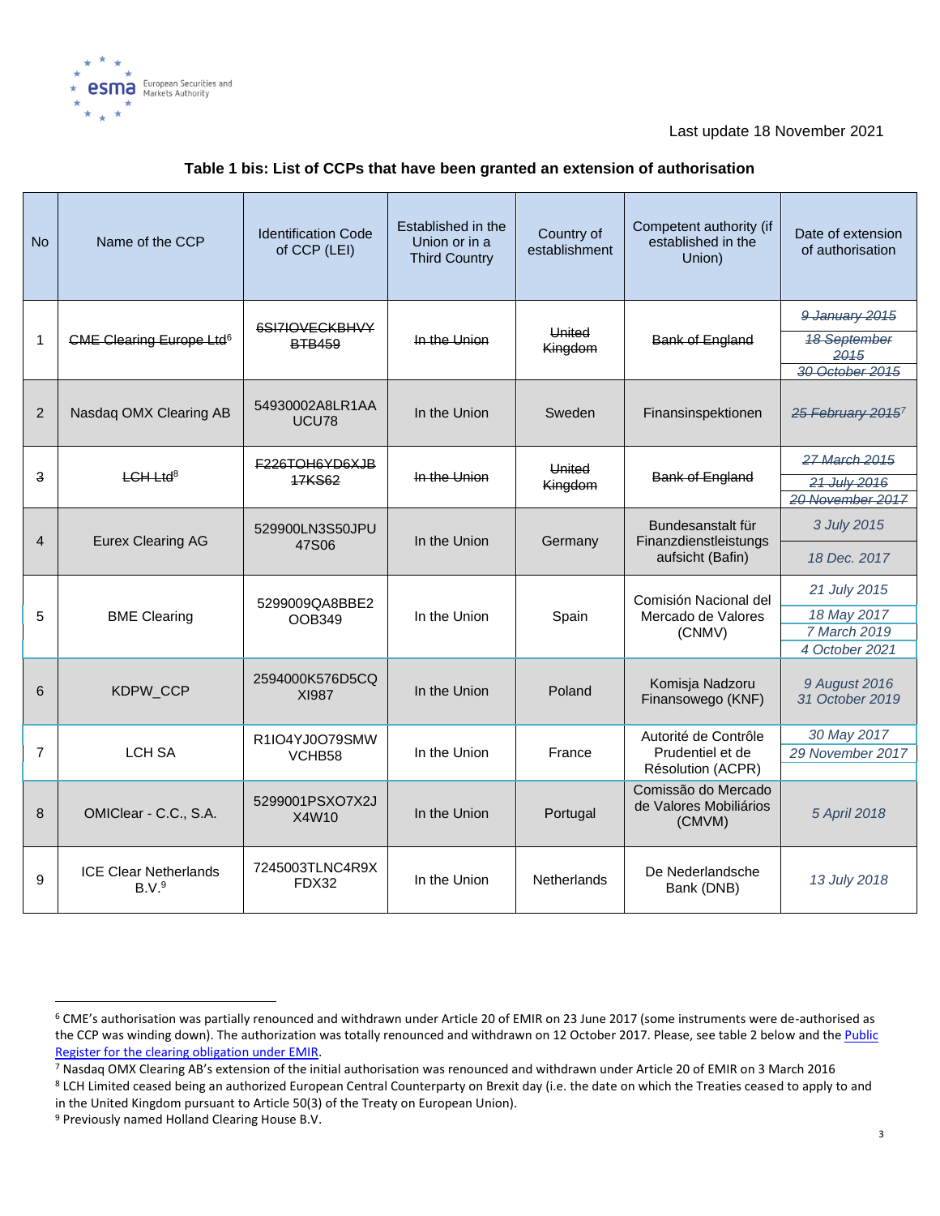Last update 18 November 2021

**Table 1 bis: List of CCPs that have been granted an extension of authorisation**

| No | Name of the CCP | Identification Code of CCP (LEI) | Established in the Union or in a Third Country | Country of establishment | Competent authority (if established in the Union) | Date of extension of authorisation |
|---|---|---|---|---|---|---|
| 1 | ~~CME Clearing Europe Ltd~~[6] | ~~6SI7IOVECKBHVYBTB459~~ | ~~In the Union~~ | ~~United Kingdom~~ | ~~Bank of England~~ | ~~*9 January 2015*~~<br>~~*18 September 2015*~~<br>~~*30 October 2015*~~ |
| 2 | Nasdaq OMX Clearing AB | 54930002A8LR1AAUCU78 | In the Union | Sweden | Finansinspektionen | ~~*25 February 2015*~~[7] |
| ~~3~~ | ~~LCH Ltd~~[8] | ~~F226TOH6YD6XJB17KS62~~ | ~~In the Union~~ | ~~United Kingdom~~ | ~~Bank of England~~ | ~~*27 March 2015*~~<br>~~*21 July 2016*~~<br>~~*20 November 2017*~~ |
| 4 | Eurex Clearing AG | 529900LN3S50JPU47S06 | In the Union | Germany | Bundesanstalt für Finanzdienstleistungs aufsicht (Bafin) | *3 July 2015*<br>*18 Dec. 2017* |
| 5 | BME Clearing | 5299009QA8BBE2OOB349 | In the Union | Spain | Comisión Nacional del Mercado de Valores (CNMV) | *21 July 2015*<br>*18 May 2017*<br>*7 March 2019*<br>*4 October 2021* |
| 6 | KDPW_CCP | 2594000K576D5CQXI987 | In the Union | Poland | Komisja Nadzoru Finansowego (KNF) | *9 August 2016*<br>*31 October 2019* |
| 7 | LCH SA | R1IO4YJ0O79SMWVCHB58 | In the Union | France | Autorité de Contrôle Prudentiel et de Résolution (ACPR) | *30 May 2017*<br>*29 November 2017* |
| 8 | OMIClear - C.C., S.A. | 5299001PSXO7X2JX4W10 | In the Union | Portugal | Comissão do Mercado de Valores Mobiliários (CMVM) | *5 April 2018* |
| 9 | ICE Clear Netherlands B.V.[9] | 7245003TLNC4R9XFDX32 | In the Union | Netherlands | De Nederlandsche Bank (DNB) | *13 July 2018* |

---

[6] CME's authorisation was partially renounced and withdrawn under Article 20 of EMIR on 23 June 2017 (some instruments were de-authorised as the CCP was winding down). The authorization was totally renounced and withdrawn on 12 October 2017. Please, see table 2 below and the [Public Register for the clearing obligation under EMIR](#).

[7] Nasdaq OMX Clearing AB's extension of the initial authorisation was renounced and withdrawn under Article 20 of EMIR on 3 March 2016

[8] LCH Limited ceased being an authorized European Central Counterparty on Brexit day (i.e. the date on which the Treaties ceased to apply to and in the United Kingdom pursuant to Article 50(3) of the Treaty on European Union).

[9] Previously named Holland Clearing House B.V.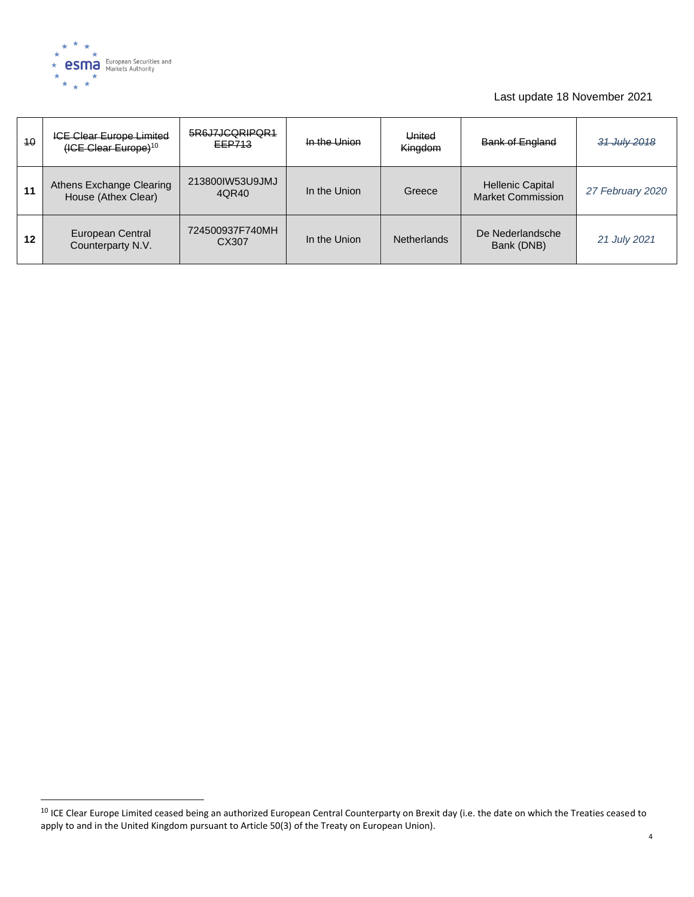Last update 18 November 2021

| ~~10~~ | ~~ICE Clear Europe Limited (ICE Clear Europe)~~[10] | ~~5R6J7JCQRIPQR1EEP713~~ | ~~In the Union~~ | ~~United Kingdom~~ | ~~Bank of England~~ | ~~*31 July 2018*~~ |
|---|---|---|---|---|---|---|
| **11** | Athens Exchange Clearing House (Athex Clear) | 213800IW53U9JMJ4QR40 | In the Union | Greece | Hellenic Capital Market Commission | *27 February 2020* |
| **12** | European Central Counterparty N.V. | 724500937F740MHCX307 | In the Union | Netherlands | De Nederlandsche Bank (DNB) | *21 July 2021* |

[10] ICE Clear Europe Limited ceased being an authorized European Central Counterparty on Brexit day (i.e. the date on which the Treaties ceased to apply to and in the United Kingdom pursuant to Article 50(3) of the Treaty on European Union).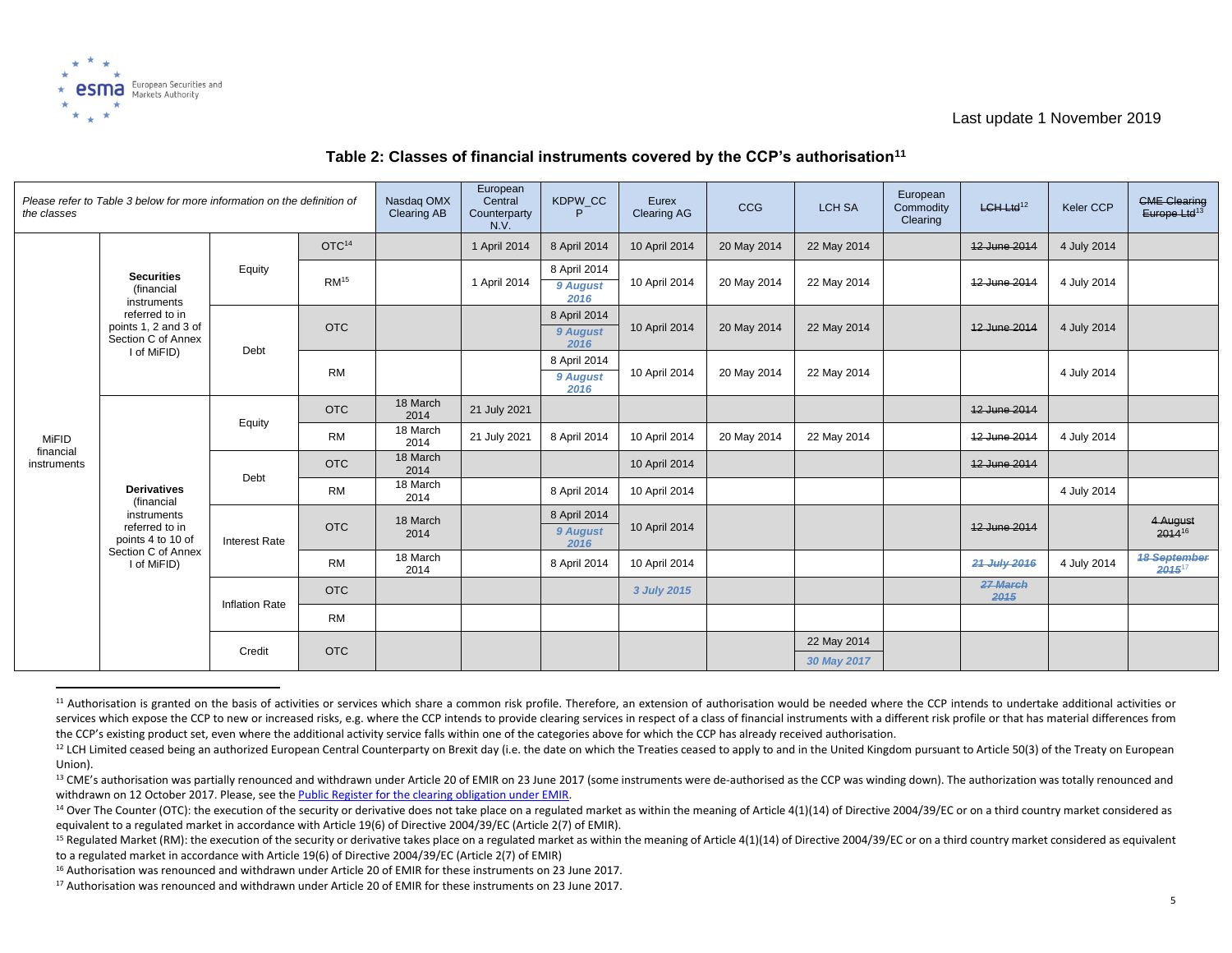Last update 1 November 2019

## Table 2: Classes of financial instruments covered by the CCP's authorisation[11]

| *Please refer to Table 3 below for more information on the definition of the classes* | | | | Nasdaq OMX Clearing AB | European Central Counterparty N.V. | KDPW_CCP | Eurex Clearing AG | CCG | LCH SA | European Commodity Clearing | ~~LCH Ltd~~[12] | Keler CCP | ~~CME Clearing Europe Ltd~~[13] |
|---|---|---|---|---|---|---|---|---|---|---|---|---|---|
| MiFID financial instruments | **Securities** (financial instruments referred to in points 1, 2 and 3 of Section C of Annex I of MiFID) | Equity | OTC[14] | | 1 April 2014 | 8 April 2014 | 10 April 2014 | 20 May 2014 | 22 May 2014 | | ~~12 June 2014~~ | 4 July 2014 | |
| | | | RM[15] | | 1 April 2014 | 8 April 2014 ***9 August 2016*** | 10 April 2014 | 20 May 2014 | 22 May 2014 | | ~~12 June 2014~~ | 4 July 2014 | |
| | | Debt | OTC | | | 8 April 2014 ***9 August 2016*** | 10 April 2014 | 20 May 2014 | 22 May 2014 | | ~~12 June 2014~~ | 4 July 2014 | |
| | | | RM | | | 8 April 2014 ***9 August 2016*** | 10 April 2014 | 20 May 2014 | 22 May 2014 | | | 4 July 2014 | |
| | **Derivatives** (financial instruments referred to in points 4 to 10 of Section C of Annex I of MiFID) | Equity | OTC | 18 March 2014 | 21 July 2021 | | | | | | ~~12 June 2014~~ | | |
| | | | RM | 18 March 2014 | 21 July 2021 | 8 April 2014 | 10 April 2014 | 20 May 2014 | 22 May 2014 | | ~~12 June 2014~~ | 4 July 2014 | |
| | | Debt | OTC | 18 March 2014 | | | 10 April 2014 | | | | ~~12 June 2014~~ | | |
| | | | RM | 18 March 2014 | | 8 April 2014 | 10 April 2014 | | | | | 4 July 2014 | |
| | | Interest Rate | OTC | 18 March 2014 | | 8 April 2014 ***9 August 2016*** | 10 April 2014 | | | | ~~12 June 2014~~ | | ~~4 August 2014~~[16] |
| | | | RM | 18 March 2014 | | 8 April 2014 | 10 April 2014 | | | | ~~***21 July 2016***~~ | 4 July 2014 | ~~***18 September 2015***~~[17] |
| | | Inflation Rate | OTC | | | | ***3 July 2015*** | | | | ~~***27 March 2015***~~ | | |
| | | | RM | | | | | | | | | | |
| | | Credit | OTC | | | | | | 22 May 2014 ***30 May 2017*** | | | | |

[11] Authorisation is granted on the basis of activities or services which share a common risk profile. Therefore, an extension of authorisation would be needed where the CCP intends to undertake additional activities or services which expose the CCP to new or increased risks, e.g. where the CCP intends to provide clearing services in respect of a class of financial instruments with a different risk profile or that has material differences from the CCP's existing product set, even where the additional activity service falls within one of the categories above for which the CCP has already received authorisation.

[12] LCH Limited ceased being an authorized European Central Counterparty on Brexit day (i.e. the date on which the Treaties ceased to apply to and in the United Kingdom pursuant to Article 50(3) of the Treaty on European Union).

[13] CME's authorisation was partially renounced and withdrawn under Article 20 of EMIR on 23 June 2017 (some instruments were de-authorised as the CCP was winding down). The authorization was totally renounced and withdrawn on 12 October 2017. Please, see the Public Register for the clearing obligation under EMIR.

[14] Over The Counter (OTC): the execution of the security or derivative does not take place on a regulated market as within the meaning of Article 4(1)(14) of Directive 2004/39/EC or on a third country market considered as equivalent to a regulated market in accordance with Article 19(6) of Directive 2004/39/EC (Article 2(7) of EMIR).

[15] Regulated Market (RM): the execution of the security or derivative takes place on a regulated market as within the meaning of Article 4(1)(14) of Directive 2004/39/EC or on a third country market considered as equivalent to a regulated market in accordance with Article 19(6) of Directive 2004/39/EC (Article 2(7) of EMIR)

[16] Authorisation was renounced and withdrawn under Article 20 of EMIR for these instruments on 23 June 2017.

[17] Authorisation was renounced and withdrawn under Article 20 of EMIR for these instruments on 23 June 2017.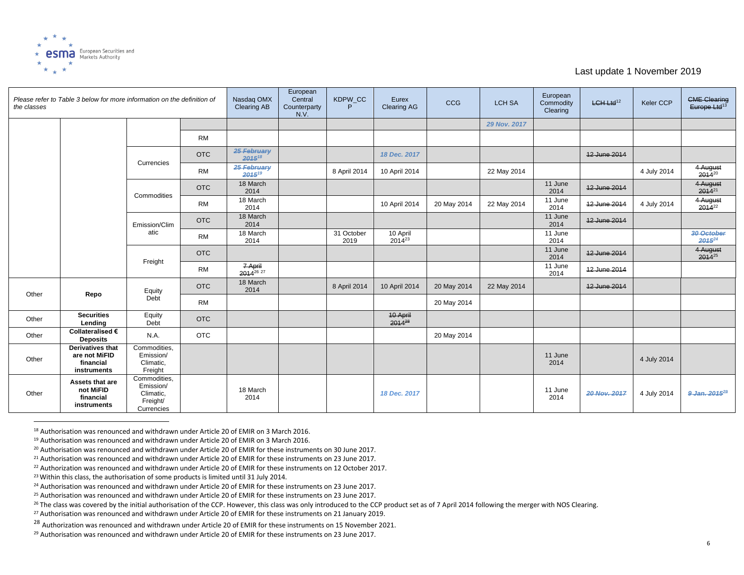Last update 1 November 2019

| Please refer to Table 3 below for more information on the definition of the classes | | | | Nasdaq OMX Clearing AB | European Central Counterparty N.V. | KDPW_CCP | Eurex Clearing AG | CCG | LCH SA | European Commodity Clearing | ~~LCH Ltd~~[12] | Keler CCP | ~~CME Clearing Europe Ltd~~[13] |
|---|---|---|---|---|---|---|---|---|---|---|---|---|---|
| | | | | | | | | | *29 Nov. 2017* | | | | |
| | | | RM | | | | | | | | | | |
| | | Currencies | OTC | ~~*25 February 2015*~~[18] | | | *18 Dec. 2017* | | | | ~~12 June 2014~~ | | |
| | | | RM | ~~*25 February 2015*~~[19] | | 8 April 2014 | 10 April 2014 | | 22 May 2014 | | | 4 July 2014 | ~~4 August 2014~~[20] |
| | | Commodities | OTC | 18 March 2014 | | | | | | 11 June 2014 | ~~12 June 2014~~ | | ~~4 August 2014~~[21] |
| | | | RM | 18 March 2014 | | | 10 April 2014 | 20 May 2014 | 22 May 2014 | 11 June 2014 | ~~12 June 2014~~ | 4 July 2014 | ~~4 August 2014~~[22] |
| | | Emission/Climatic | OTC | 18 March 2014 | | | | | | 11 June 2014 | ~~12 June 2014~~ | | |
| | | | RM | 18 March 2014 | | 31 October 2019 | 10 April 2014[23] | | | 11 June 2014 | | | ~~*30 October 2015*~~[24] |
| | | Freight | OTC | | | | | | | 11 June 2014 | ~~12 June 2014~~ | | ~~4 August 2014~~[25] |
| | | | RM | ~~7 April 2014~~[26 27] | | | | | | 11 June 2014 | ~~12 June 2014~~ | | |
| Other | **Repo** | Equity Debt | OTC | 18 March 2014 | | 8 April 2014 | 10 April 2014 | 20 May 2014 | 22 May 2014 | | ~~12 June 2014~~ | | |
| | | | RM | | | | | 20 May 2014 | | | | | |
| Other | **Securities Lending** | Equity Debt | OTC | | | | ~~10 April 2014~~[28] | | | | | | |
| Other | **Collateralised € Deposits** | N.A. | OTC | | | | | 20 May 2014 | | | | | |
| Other | **Derivatives that are not MiFID financial instruments** | Commodities, Emission/ Climatic, Freight | | | | | | | | 11 June 2014 | | 4 July 2014 | |
| Other | **Assets that are not MiFID financial instruments** | Commodities, Emission/ Climatic, Freight/ Currencies | | 18 March 2014 | | | *18 Dec. 2017* | | | 11 June 2014 | ~~*20 Nov. 2017*~~ | 4 July 2014 | ~~*9 Jan. 2015*~~[29] |

---

[18] Authorisation was renounced and withdrawn under Article 20 of EMIR on 3 March 2016.

[19] Authorisation was renounced and withdrawn under Article 20 of EMIR on 3 March 2016.

[20] Authorisation was renounced and withdrawn under Article 20 of EMIR for these instruments on 30 June 2017.

[21] Authorisation was renounced and withdrawn under Article 20 of EMIR for these instruments on 23 June 2017.

[22] Authorization was renounced and withdrawn under Article 20 of EMIR for these instruments on 12 October 2017.

[23] Within this class, the authorisation of some products is limited until 31 July 2014.

[24] Authorisation was renounced and withdrawn under Article 20 of EMIR for these instruments on 23 June 2017.

[25] Authorisation was renounced and withdrawn under Article 20 of EMIR for these instruments on 23 June 2017.

[26] The class was covered by the initial authorisation of the CCP. However, this class was only introduced to the CCP product set as of 7 April 2014 following the merger with NOS Clearing.

[27] Authorisation was renounced and withdrawn under Article 20 of EMIR for these instruments on 21 January 2019.

[28] Authorization was renounced and withdrawn under Article 20 of EMIR for these instruments on 15 November 2021.

[29] Authorisation was renounced and withdrawn under Article 20 of EMIR for these instruments on 23 June 2017.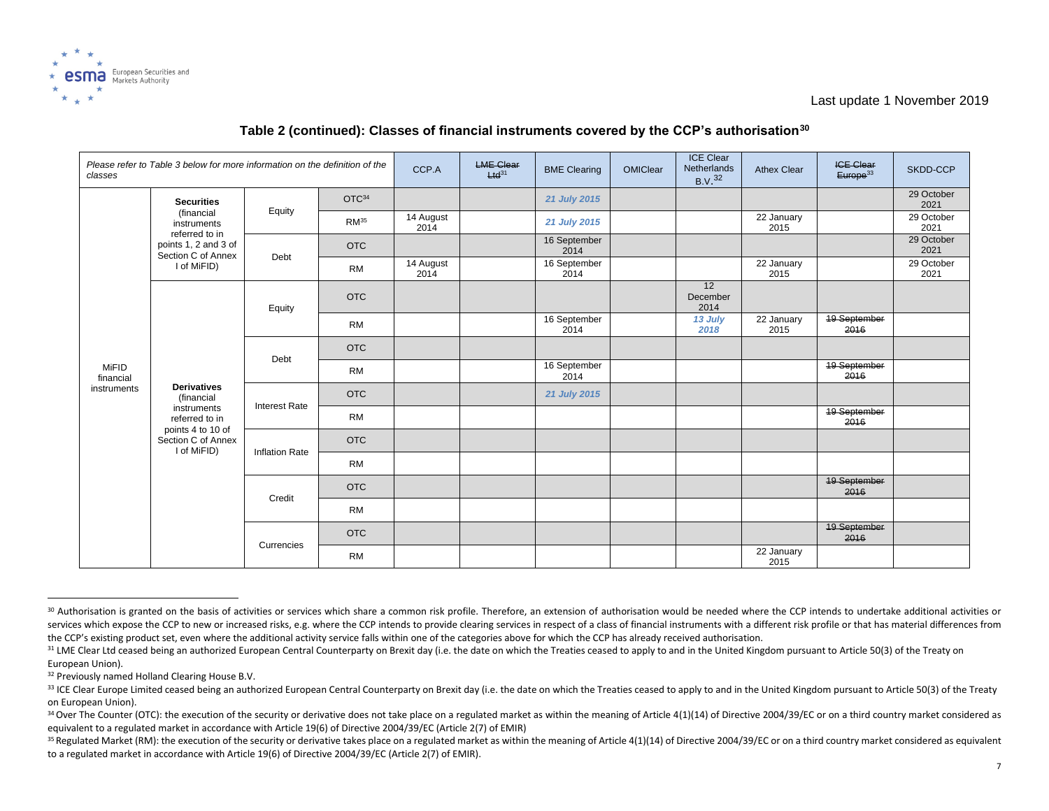Last update 1 November 2019

## Table 2 (continued): Classes of financial instruments covered by the CCP's authorisation[30]

| *Please refer to Table 3 below for more information on the definition of the classes* | | | | CCP.A | ~~LME Clear Ltd~~[31] | BME Clearing | OMIClear | ICE Clear Netherlands B.V.[32] | Athex Clear | ~~ICE Clear Europe~~[33] | SKDD-CCP |
|---|---|---|---|---|---|---|---|---|---|---|---|
| MiFID financial instruments | **Securities** (financial instruments referred to in points 1, 2 and 3 of Section C of Annex I of MiFID) | Equity | OTC[34] | | | ***21 July 2015*** | | | | | 29 October 2021 |
| | | | RM[35] | 14 August 2014 | | ***21 July 2015*** | | | 22 January 2015 | | 29 October 2021 |
| | | Debt | OTC | | | 16 September 2014 | | | | | 29 October 2021 |
| | | | RM | 14 August 2014 | | 16 September 2014 | | | 22 January 2015 | | 29 October 2021 |
| | **Derivatives** (financial instruments referred to in points 4 to 10 of Section C of Annex I of MiFID) | Equity | OTC | | | | | 12 December 2014 | | | |
| | | | RM | | | 16 September 2014 | | ***13 July 2018*** | 22 January 2015 | ~~19 September 2016~~ | |
| | | Debt | OTC | | | | | | | | |
| | | | RM | | | 16 September 2014 | | | | ~~19 September 2016~~ | |
| | | Interest Rate | OTC | | | ***21 July 2015*** | | | | | |
| | | | RM | | | | | | | ~~19 September 2016~~ | |
| | | Inflation Rate | OTC | | | | | | | | |
| | | | RM | | | | | | | | |
| | | Credit | OTC | | | | | | | ~~19 September 2016~~ | |
| | | | RM | | | | | | | | |
| | | Currencies | OTC | | | | | | | ~~19 September 2016~~ | |
| | | | RM | | | | | | 22 January 2015 | | |

---

[30] Authorisation is granted on the basis of activities or services which share a common risk profile. Therefore, an extension of authorisation would be needed where the CCP intends to undertake additional activities or services which expose the CCP to new or increased risks, e.g. where the CCP intends to provide clearing services in respect of a class of financial instruments with a different risk profile or that has material differences from the CCP's existing product set, even where the additional activity service falls within one of the categories above for which the CCP has already received authorisation.

[31] LME Clear Ltd ceased being an authorized European Central Counterparty on Brexit day (i.e. the date on which the Treaties ceased to apply to and in the United Kingdom pursuant to Article 50(3) of the Treaty on European Union).

[32] Previously named Holland Clearing House B.V.

[33] ICE Clear Europe Limited ceased being an authorized European Central Counterparty on Brexit day (i.e. the date on which the Treaties ceased to apply to and in the United Kingdom pursuant to Article 50(3) of the Treaty on European Union).

[34] Over The Counter (OTC): the execution of the security or derivative does not take place on a regulated market as within the meaning of Article 4(1)(14) of Directive 2004/39/EC or on a third country market considered as equivalent to a regulated market in accordance with Article 19(6) of Directive 2004/39/EC (Article 2(7) of EMIR)

[35] Regulated Market (RM): the execution of the security or derivative takes place on a regulated market as within the meaning of Article 4(1)(14) of Directive 2004/39/EC or on a third country market considered as equivalent to a regulated market in accordance with Article 19(6) of Directive 2004/39/EC (Article 2(7) of EMIR).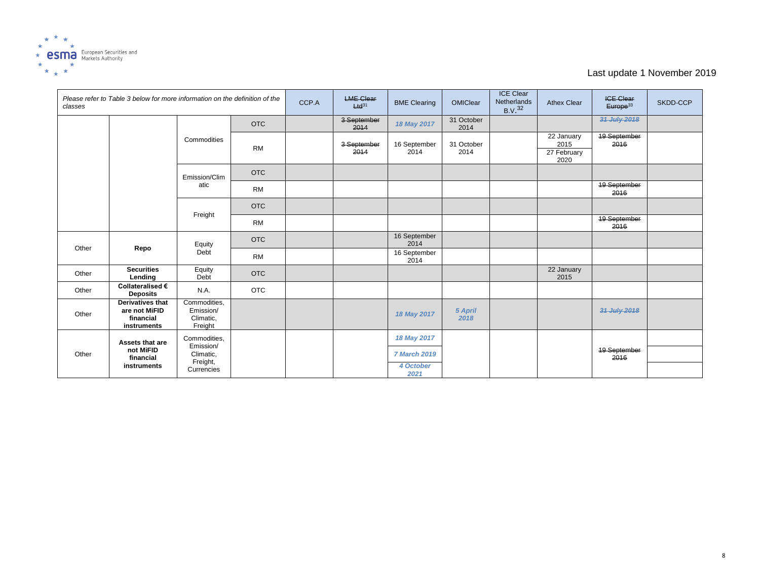Last update 1 November 2019

| *Please refer to Table 3 below for more information on the definition of the classes* | | | | CCP.A | ~~LME Clear Ltd~~[31] | BME Clearing | OMIClear | ICE Clear Netherlands B.V.[32] | Athex Clear | ~~ICE Clear Europe~~[33] | SKDD-CCP |
|---|---|---|---|---|---|---|---|---|---|---|---|
| | | Commodities | OTC | | ~~3 September 2014~~ | ***18 May 2017*** | 31 October 2014 | | | ***~~31 July 2018~~*** | |
| | | | RM | | ~~3 September 2014~~ | 16 September 2014 | 31 October 2014 | | 22 January 2015<br>27 February 2020 | ~~19 September 2016~~ | |
| | | Emission/Climatic | OTC | | | | | | | | |
| | | | RM | | | | | | | ~~19 September 2016~~ | |
| | | Freight | OTC | | | | | | | | |
| | | | RM | | | | | | | ~~19 September 2016~~ | |
| Other | **Repo** | Equity Debt | OTC | | | 16 September 2014 | | | | | |
| | | | RM | | | 16 September 2014 | | | | | |
| Other | **Securities Lending** | Equity Debt | OTC | | | | | | 22 January 2015 | | |
| Other | **Collateralised € Deposits** | N.A. | OTC | | | | | | | | |
| Other | **Derivatives that are not MiFID financial instruments** | Commodities, Emission/ Climatic, Freight | | | | ***18 May 2017*** | ***5 April 2018*** | | | ***~~31 July 2018~~*** | |
| Other | **Assets that are not MiFID financial instruments** | Commodities, Emission/ Climatic, Freight, Currencies | | | | ***18 May 2017***<br>***7 March 2019***<br>***4 October 2021*** | | | | ~~19 September 2016~~ | |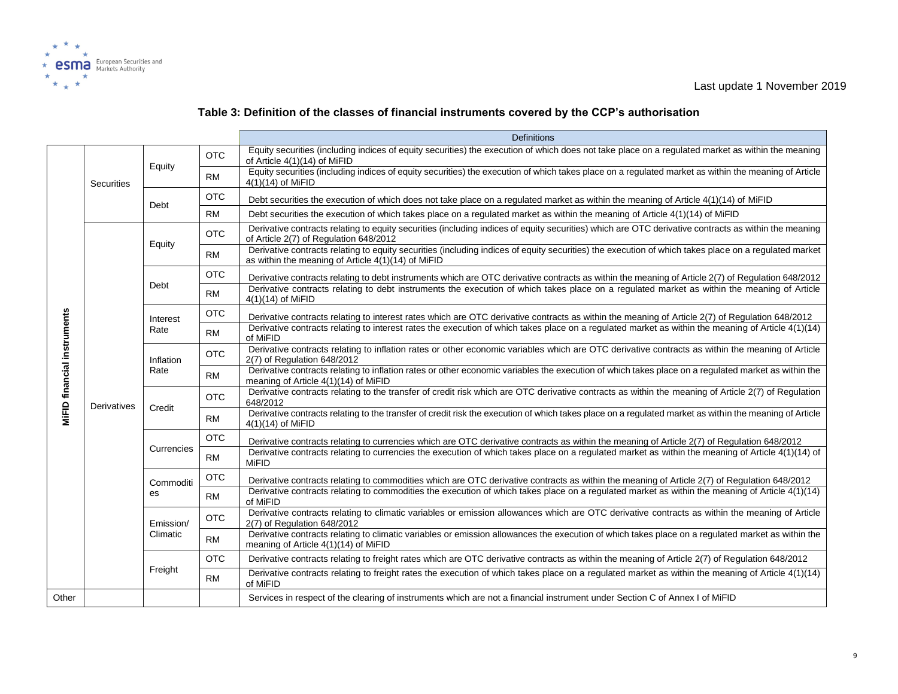Last update 1 November 2019

## Table 3: Definition of the classes of financial instruments covered by the CCP's authorisation

| | | | | Definitions |
|---|---|---|---|---|
| MiFID financial instruments | Securities | Equity | OTC | Equity securities (including indices of equity securities) the execution of which does not take place on a regulated market as within the meaning of Article 4(1)(14) of MiFID |
| | | | RM | Equity securities (including indices of equity securities) the execution of which takes place on a regulated market as within the meaning of Article 4(1)(14) of MiFID |
| | | Debt | OTC | Debt securities the execution of which does not take place on a regulated market as within the meaning of Article 4(1)(14) of MiFID |
| | | | RM | Debt securities the execution of which takes place on a regulated market as within the meaning of Article 4(1)(14) of MiFID |
| | Derivatives | Equity | OTC | Derivative contracts relating to equity securities (including indices of equity securities) which are OTC derivative contracts as within the meaning of Article 2(7) of Regulation 648/2012 |
| | | | RM | Derivative contracts relating to equity securities (including indices of equity securities) the execution of which takes place on a regulated market as within the meaning of Article 4(1)(14) of MiFID |
| | | Debt | OTC | Derivative contracts relating to debt instruments which are OTC derivative contracts as within the meaning of Article 2(7) of Regulation 648/2012 |
| | | | RM | Derivative contracts relating to debt instruments the execution of which takes place on a regulated market as within the meaning of Article 4(1)(14) of MiFID |
| | | Interest Rate | OTC | Derivative contracts relating to interest rates which are OTC derivative contracts as within the meaning of Article 2(7) of Regulation 648/2012 |
| | | | RM | Derivative contracts relating to interest rates the execution of which takes place on a regulated market as within the meaning of Article 4(1)(14) of MiFID |
| | | Inflation Rate | OTC | Derivative contracts relating to inflation rates or other economic variables which are OTC derivative contracts as within the meaning of Article 2(7) of Regulation 648/2012 |
| | | | RM | Derivative contracts relating to inflation rates or other economic variables the execution of which takes place on a regulated market as within the meaning of Article 4(1)(14) of MiFID |
| | | Credit | OTC | Derivative contracts relating to the transfer of credit risk which are OTC derivative contracts as within the meaning of Article 2(7) of Regulation 648/2012 |
| | | | RM | Derivative contracts relating to the transfer of credit risk the execution of which takes place on a regulated market as within the meaning of Article 4(1)(14) of MiFID |
| | | Currencies | OTC | Derivative contracts relating to currencies which are OTC derivative contracts as within the meaning of Article 2(7) of Regulation 648/2012 |
| | | | RM | Derivative contracts relating to currencies the execution of which takes place on a regulated market as within the meaning of Article 4(1)(14) of MiFID |
| | | Commodities | OTC | Derivative contracts relating to commodities which are OTC derivative contracts as within the meaning of Article 2(7) of Regulation 648/2012 |
| | | | RM | Derivative contracts relating to commodities the execution of which takes place on a regulated market as within the meaning of Article 4(1)(14) of MiFID |
| | | Emission/ Climatic | OTC | Derivative contracts relating to climatic variables or emission allowances which are OTC derivative contracts as within the meaning of Article 2(7) of Regulation 648/2012 |
| | | | RM | Derivative contracts relating to climatic variables or emission allowances the execution of which takes place on a regulated market as within the meaning of Article 4(1)(14) of MiFID |
| | | Freight | OTC | Derivative contracts relating to freight rates which are OTC derivative contracts as within the meaning of Article 2(7) of Regulation 648/2012 |
| | | | RM | Derivative contracts relating to freight rates the execution of which takes place on a regulated market as within the meaning of Article 4(1)(14) of MiFID |
| Other | | | | Services in respect of the clearing of instruments which are not a financial instrument under Section C of Annex I of MiFID |